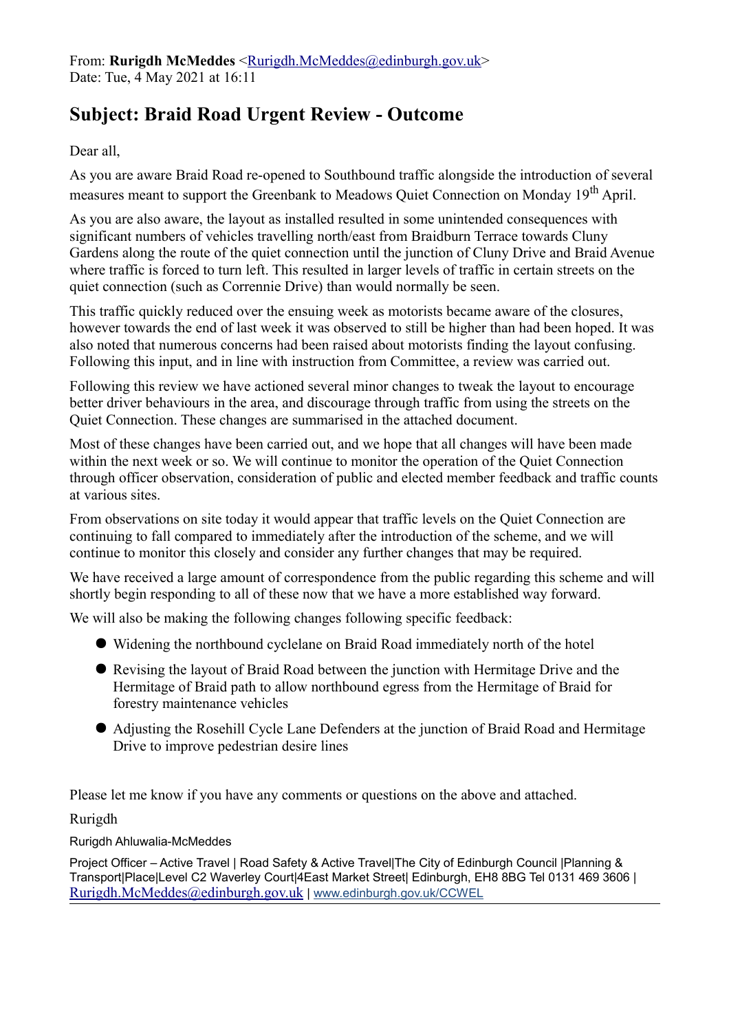From: **Rurigdh McMeddes** <Rurigdh.McMeddes@edinburgh.gov.uk>
Date: Tue, 4 May 2021 at 16:11

## Subject: Braid Road Urgent Review - Outcome

Dear all,

As you are aware Braid Road re-opened to Southbound traffic alongside the introduction of several measures meant to support the Greenbank to Meadows Quiet Connection on Monday 19th April.

As you are also aware, the layout as installed resulted in some unintended consequences with significant numbers of vehicles travelling north/east from Braidburn Terrace towards Cluny Gardens along the route of the quiet connection until the junction of Cluny Drive and Braid Avenue where traffic is forced to turn left. This resulted in larger levels of traffic in certain streets on the quiet connection (such as Corrennie Drive) than would normally be seen.

This traffic quickly reduced over the ensuing week as motorists became aware of the closures, however towards the end of last week it was observed to still be higher than had been hoped. It was also noted that numerous concerns had been raised about motorists finding the layout confusing. Following this input, and in line with instruction from Committee, a review was carried out.

Following this review we have actioned several minor changes to tweak the layout to encourage better driver behaviours in the area, and discourage through traffic from using the streets on the Quiet Connection. These changes are summarised in the attached document.

Most of these changes have been carried out, and we hope that all changes will have been made within the next week or so. We will continue to monitor the operation of the Quiet Connection through officer observation, consideration of public and elected member feedback and traffic counts at various sites.

From observations on site today it would appear that traffic levels on the Quiet Connection are continuing to fall compared to immediately after the introduction of the scheme, and we will continue to monitor this closely and consider any further changes that may be required.

We have received a large amount of correspondence from the public regarding this scheme and will shortly begin responding to all of these now that we have a more established way forward.

We will also be making the following changes following specific feedback:

- Widening the northbound cyclelane on Braid Road immediately north of the hotel
- Revising the layout of Braid Road between the junction with Hermitage Drive and the Hermitage of Braid path to allow northbound egress from the Hermitage of Braid for forestry maintenance vehicles
- Adjusting the Rosehill Cycle Lane Defenders at the junction of Braid Road and Hermitage Drive to improve pedestrian desire lines

Please let me know if you have any comments or questions on the above and attached.

Rurigdh

Rurigdh Ahluwalia-McMeddes

Project Officer – Active Travel | Road Safety & Active Travel|The City of Edinburgh Council |Planning & Transport|Place|Level C2 Waverley Court|4East Market Street| Edinburgh, EH8 8BG Tel 0131 469 3606 | Rurigdh.McMeddes@edinburgh.gov.uk | www.edinburgh.gov.uk/CCWEL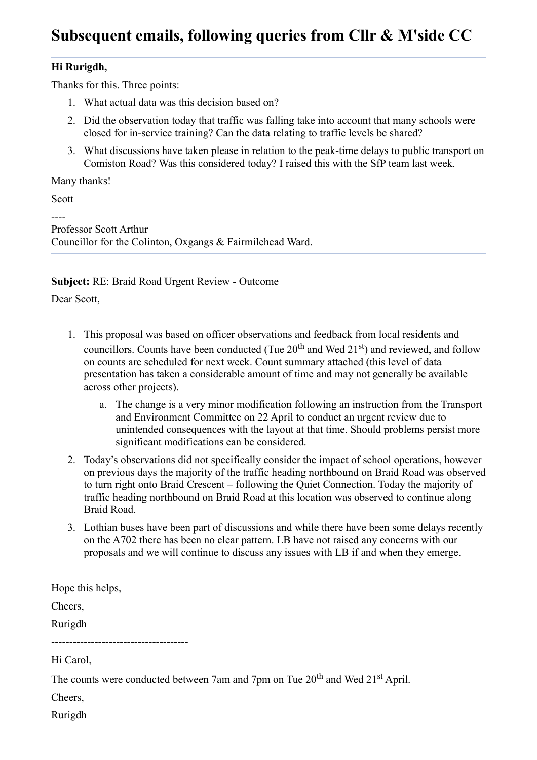# Subsequent emails, following queries from Cllr & M'side CC

---

**Hi Rurigdh,**

Thanks for this. Three points:

1. What actual data was this decision based on?
2. Did the observation today that traffic was falling take into account that many schools were closed for in-service training? Can the data relating to traffic levels be shared?
3. What discussions have taken please in relation to the peak-time delays to public transport on Comiston Road? Was this considered today? I raised this with the SfP team last week.

Many thanks!

Scott

----
Professor Scott Arthur
Councillor for the Colinton, Oxgangs & Fairmilehead Ward.

---

**Subject:** RE: Braid Road Urgent Review - Outcome

Dear Scott,

1. This proposal was based on officer observations and feedback from local residents and councillors. Counts have been conducted (Tue 20th and Wed 21st) and reviewed, and follow on counts are scheduled for next week. Count summary attached (this level of data presentation has taken a considerable amount of time and may not generally be available across other projects).
   a. The change is a very minor modification following an instruction from the Transport and Environment Committee on 22 April to conduct an urgent review due to unintended consequences with the layout at that time. Should problems persist more significant modifications can be considered.
2. Today's observations did not specifically consider the impact of school operations, however on previous days the majority of the traffic heading northbound on Braid Road was observed to turn right onto Braid Crescent – following the Quiet Connection. Today the majority of traffic heading northbound on Braid Road at this location was observed to continue along Braid Road.
3. Lothian buses have been part of discussions and while there have been some delays recently on the A702 there has been no clear pattern. LB have not raised any concerns with our proposals and we will continue to discuss any issues with LB if and when they emerge.

Hope this helps,

Cheers,

Rurigdh

--------------------------------------

Hi Carol,

The counts were conducted between 7am and 7pm on Tue 20th and Wed 21st April.

Cheers,

Rurigdh